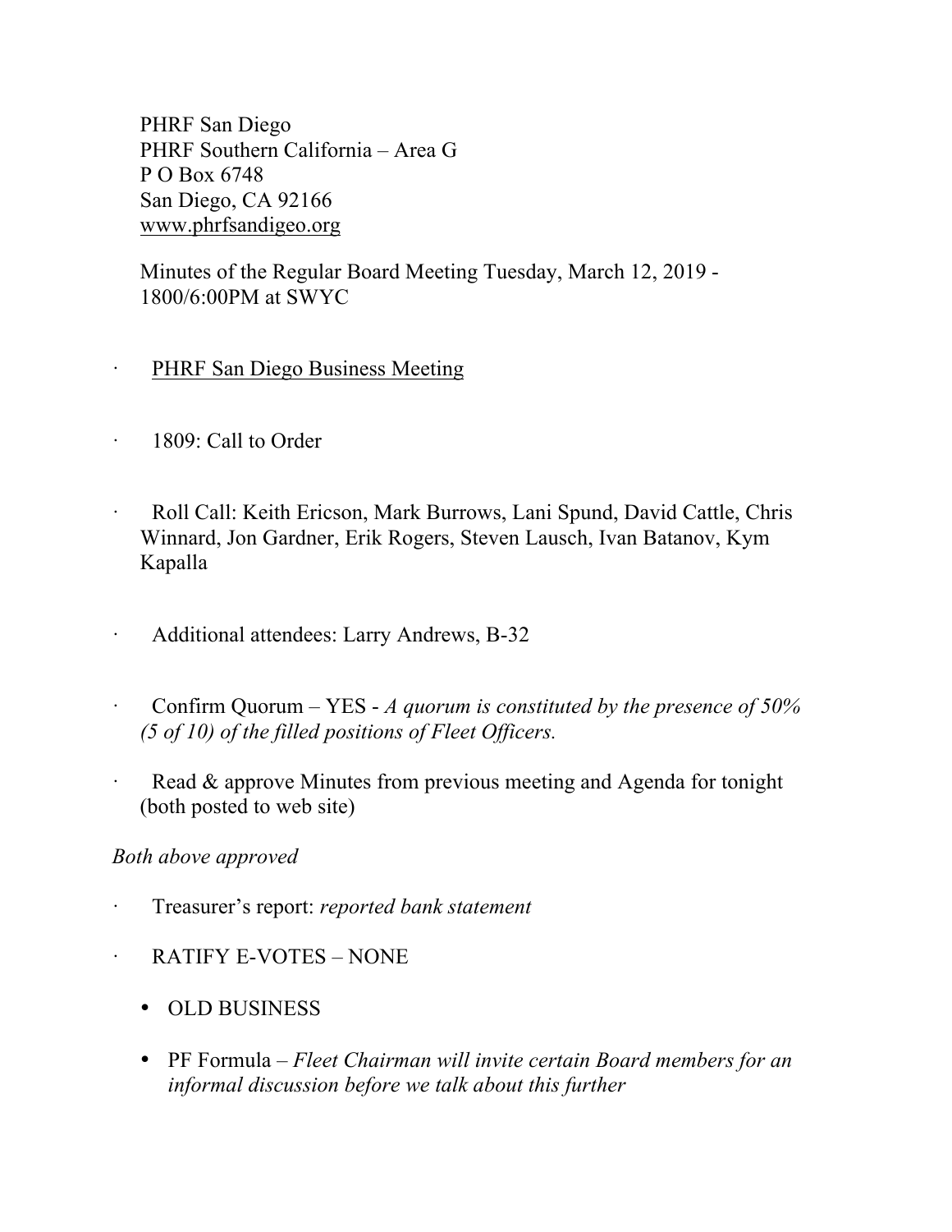PHRF San Diego
PHRF Southern California – Area G
P O Box 6748
San Diego, CA 92166
www.phrfsandigeo.org

Minutes of the Regular Board Meeting Tuesday, March 12, 2019 - 1800/6:00PM at SWYC

- PHRF San Diego Business Meeting

- 1809: Call to Order

- Roll Call: Keith Ericson, Mark Burrows, Lani Spund, David Cattle, Chris Winnard, Jon Gardner, Erik Rogers, Steven Lausch, Ivan Batanov, Kym Kapalla

- Additional attendees: Larry Andrews, B-32

- Confirm Quorum – YES - *A quorum is constituted by the presence of 50% (5 of 10) of the filled positions of Fleet Officers.*

- Read & approve Minutes from previous meeting and Agenda for tonight (both posted to web site)

*Both above approved*

- Treasurer's report: *reported bank statement*

- RATIFY E-VOTES – NONE

  - OLD BUSINESS

  - PF Formula – *Fleet Chairman will invite certain Board members for an informal discussion before we talk about this further*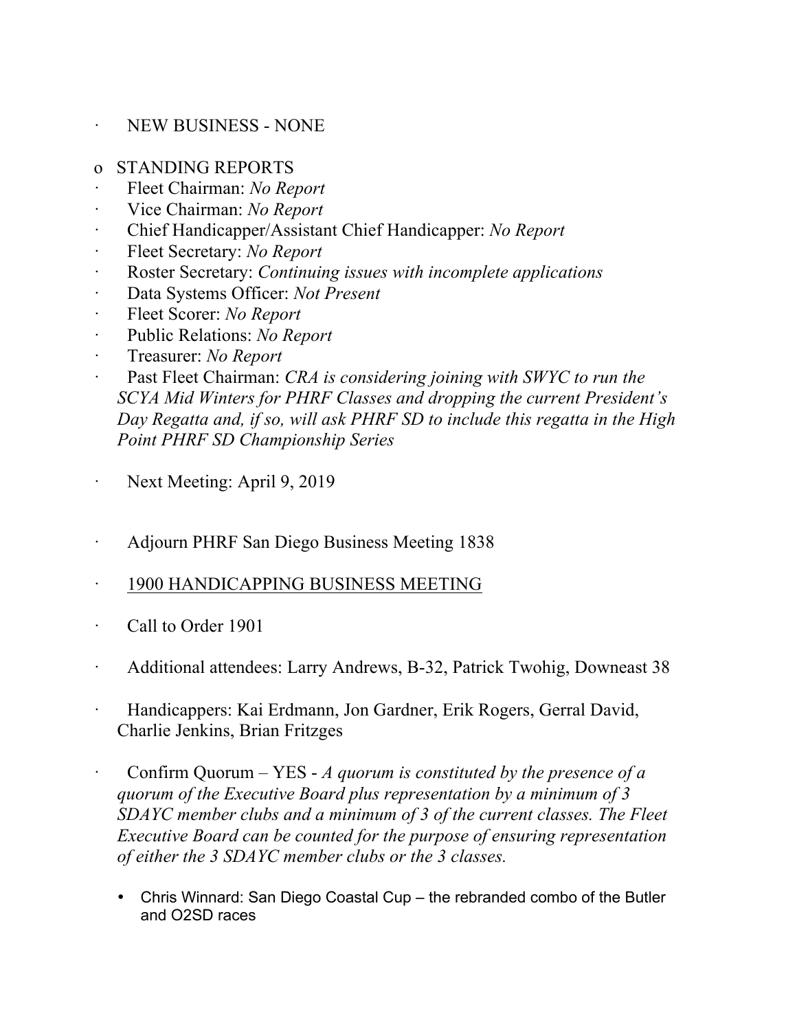- NEW BUSINESS - NONE

- STANDING REPORTS
  - Fleet Chairman: *No Report*
  - Vice Chairman: *No Report*
  - Chief Handicapper/Assistant Chief Handicapper: *No Report*
  - Fleet Secretary: *No Report*
  - Roster Secretary: *Continuing issues with incomplete applications*
  - Data Systems Officer: *Not Present*
  - Fleet Scorer: *No Report*
  - Public Relations: *No Report*
  - Treasurer: *No Report*
  - Past Fleet Chairman: *CRA is considering joining with SWYC to run the SCYA Mid Winters for PHRF Classes and dropping the current President's Day Regatta and, if so, will ask PHRF SD to include this regatta in the High Point PHRF SD Championship Series*

- Next Meeting: April 9, 2019

- Adjourn PHRF San Diego Business Meeting 1838

- <u>1900 HANDICAPPING BUSINESS MEETING</u>

- Call to Order 1901

- Additional attendees: Larry Andrews, B-32, Patrick Twohig, Downeast 38

- Handicappers: Kai Erdmann, Jon Gardner, Erik Rogers, Gerral David, Charlie Jenkins, Brian Fritzges

- Confirm Quorum – YES - *A quorum is constituted by the presence of a quorum of the Executive Board plus representation by a minimum of 3 SDAYC member clubs and a minimum of 3 of the current classes. The Fleet Executive Board can be counted for the purpose of ensuring representation of either the 3 SDAYC member clubs or the 3 classes.*

  - Chris Winnard: San Diego Coastal Cup – the rebranded combo of the Butler and O2SD races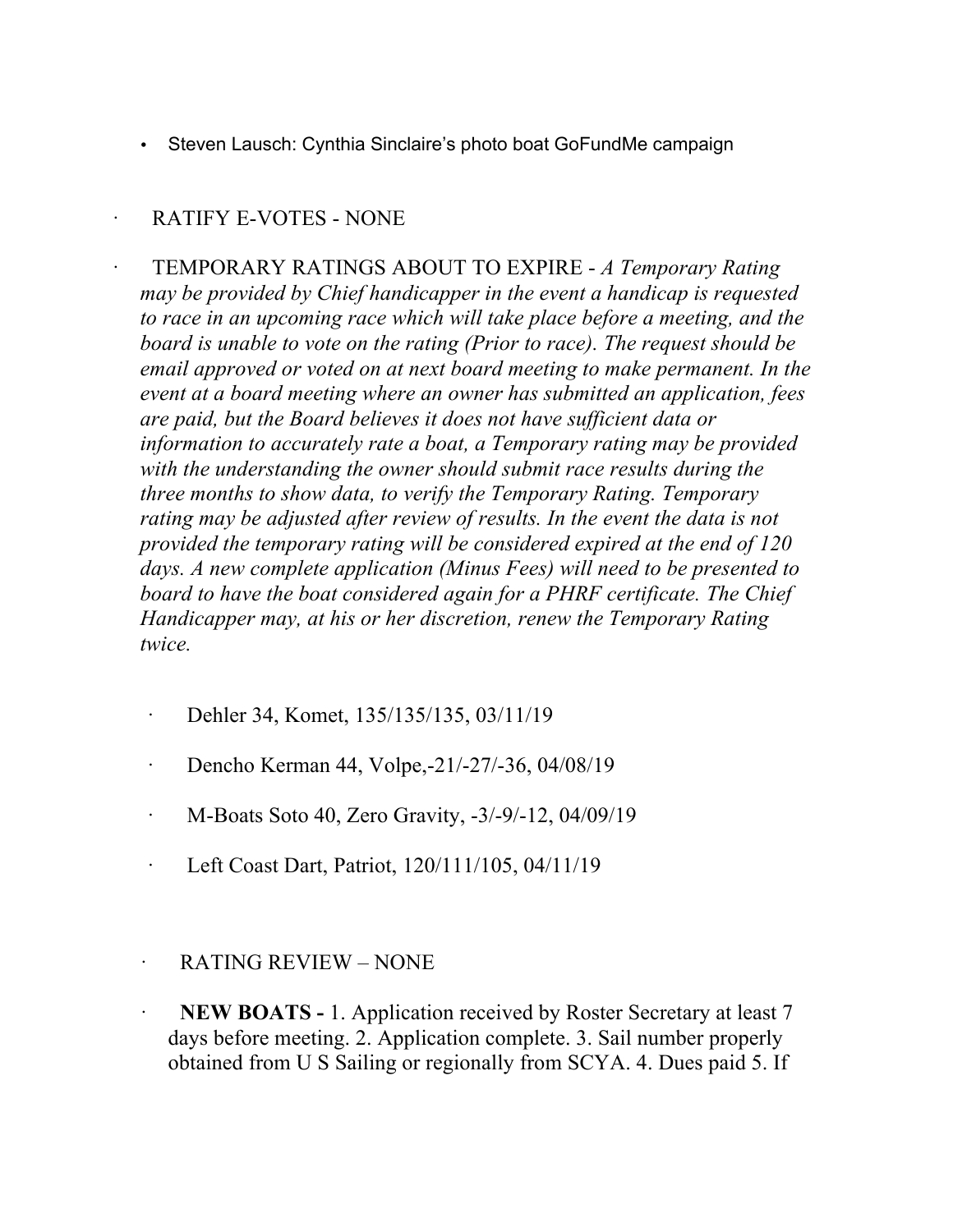- Steven Lausch: Cynthia Sinclaire's photo boat GoFundMe campaign

- RATIFY E-VOTES - NONE

- TEMPORARY RATINGS ABOUT TO EXPIRE - *A Temporary Rating may be provided by Chief handicapper in the event a handicap is requested to race in an upcoming race which will take place before a meeting, and the board is unable to vote on the rating (Prior to race). The request should be email approved or voted on at next board meeting to make permanent. In the event at a board meeting where an owner has submitted an application, fees are paid, but the Board believes it does not have sufficient data or information to accurately rate a boat, a Temporary rating may be provided with the understanding the owner should submit race results during the three months to show data, to verify the Temporary Rating. Temporary rating may be adjusted after review of results. In the event the data is not provided the temporary rating will be considered expired at the end of 120 days. A new complete application (Minus Fees) will need to be presented to board to have the boat considered again for a PHRF certificate. The Chief Handicapper may, at his or her discretion, renew the Temporary Rating twice.*

  - Dehler 34, Komet, 135/135/135, 03/11/19
  - Dencho Kerman 44, Volpe,-21/-27/-36, 04/08/19
  - M-Boats Soto 40, Zero Gravity, -3/-9/-12, 04/09/19
  - Left Coast Dart, Patriot, 120/111/105, 04/11/19

- RATING REVIEW – NONE

- **NEW BOATS -** 1. Application received by Roster Secretary at least 7 days before meeting. 2. Application complete. 3. Sail number properly obtained from U S Sailing or regionally from SCYA. 4. Dues paid 5. If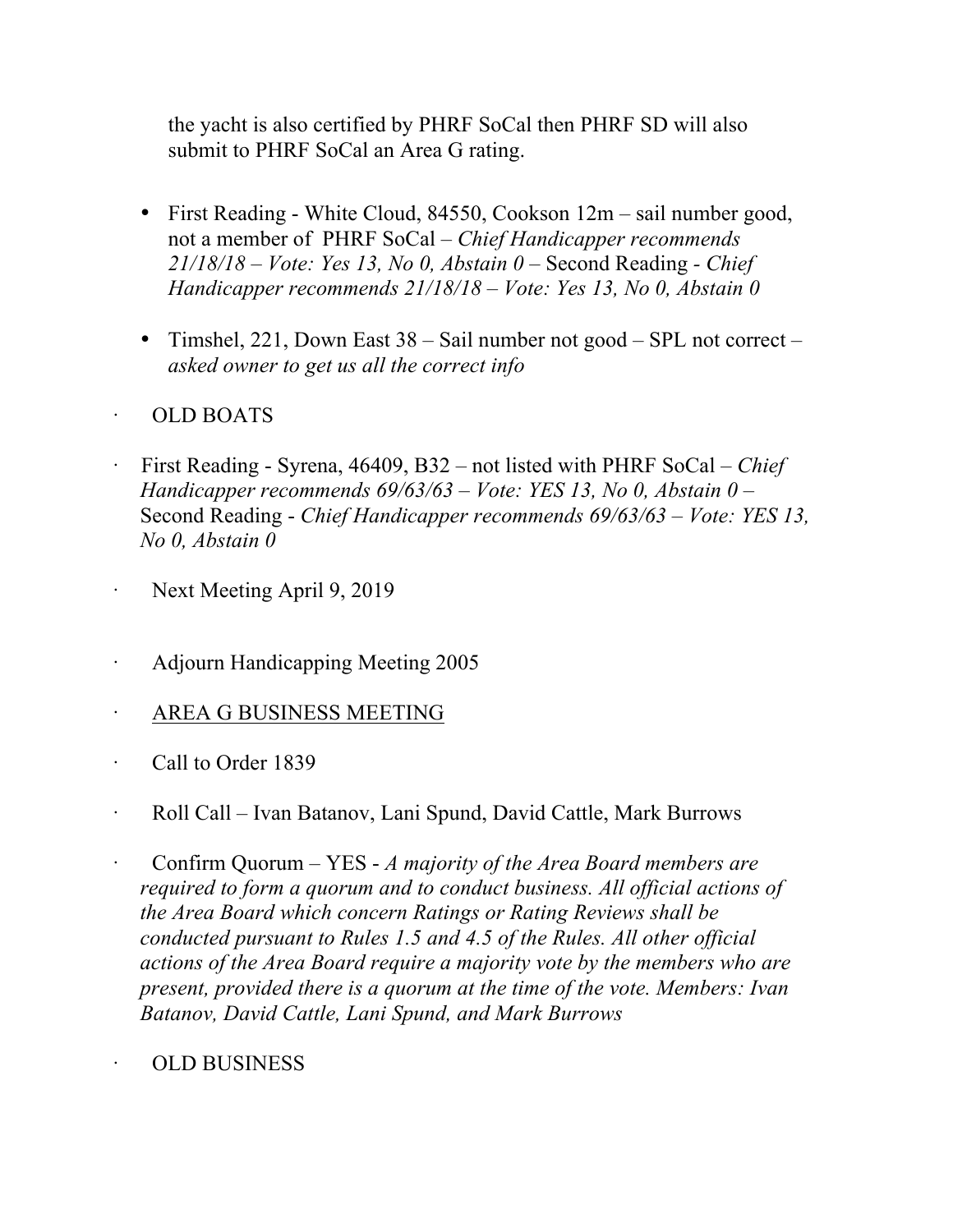the yacht is also certified by PHRF SoCal then PHRF SD will also submit to PHRF SoCal an Area G rating.

- First Reading - White Cloud, 84550, Cookson 12m – sail number good, not a member of PHRF SoCal – *Chief Handicapper recommends 21/18/18 – Vote: Yes 13, No 0, Abstain 0* – Second Reading - *Chief Handicapper recommends 21/18/18 – Vote: Yes 13, No 0, Abstain 0*

- Timshel, 221, Down East 38 – Sail number not good – SPL not correct – *asked owner to get us all the correct info*

- OLD BOATS

- First Reading - Syrena, 46409, B32 – not listed with PHRF SoCal – *Chief Handicapper recommends 69/63/63 – Vote: YES 13, No 0, Abstain 0* – Second Reading - *Chief Handicapper recommends 69/63/63 – Vote: YES 13, No 0, Abstain 0*

- Next Meeting April 9, 2019

- Adjourn Handicapping Meeting 2005

- <u>AREA G BUSINESS MEETING</u>

- Call to Order 1839

- Roll Call – Ivan Batanov, Lani Spund, David Cattle, Mark Burrows

- Confirm Quorum – YES - *A majority of the Area Board members are required to form a quorum and to conduct business. All official actions of the Area Board which concern Ratings or Rating Reviews shall be conducted pursuant to Rules 1.5 and 4.5 of the Rules. All other official actions of the Area Board require a majority vote by the members who are present, provided there is a quorum at the time of the vote. Members: Ivan Batanov, David Cattle, Lani Spund, and Mark Burrows*

- OLD BUSINESS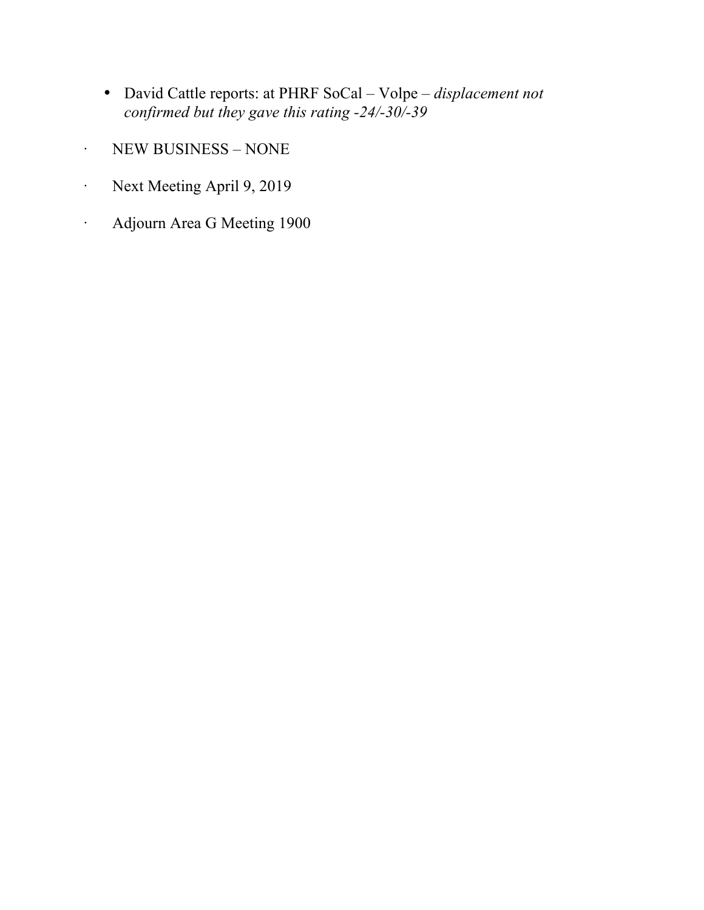- David Cattle reports: at PHRF SoCal – Volpe – *displacement not confirmed but they gave this rating -24/-30/-39*

- NEW BUSINESS – NONE
- Next Meeting April 9, 2019
- Adjourn Area G Meeting 1900